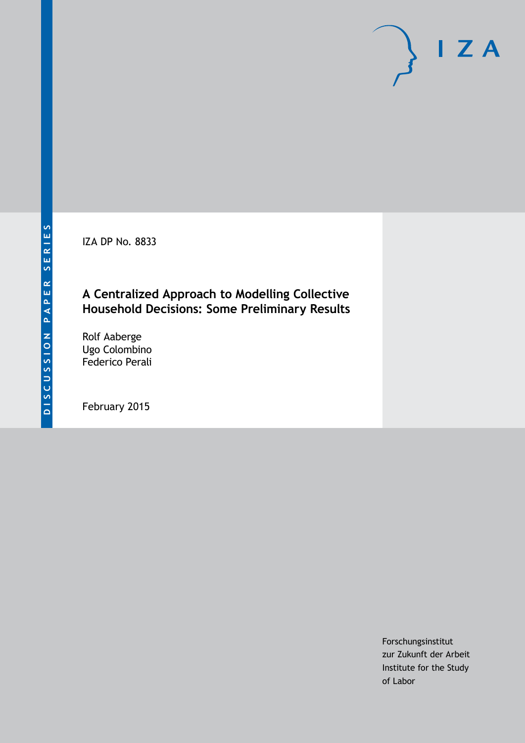DISCUSSION PAPER SERIES

IZA DP No. 8833

# A Centralized Approach to Modelling Collective Household Decisions: Some Preliminary Results

Rolf Aaberge
Ugo Colombino
Federico Perali

February 2015

Forschungsinstitut
zur Zukunft der Arbeit
Institute for the Study
of Labor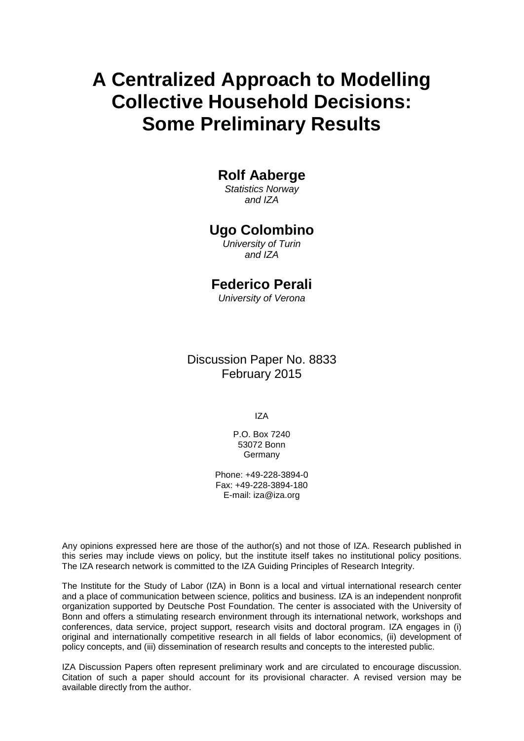# A Centralized Approach to Modelling Collective Household Decisions: Some Preliminary Results

**Rolf Aaberge**

*Statistics Norway and IZA*

**Ugo Colombino**

*University of Turin and IZA*

**Federico Perali**

*University of Verona*

Discussion Paper No. 8833
February 2015

IZA

P.O. Box 7240
53072 Bonn
Germany

Phone: +49-228-3894-0
Fax: +49-228-3894-180
E-mail: iza@iza.org

Any opinions expressed here are those of the author(s) and not those of IZA. Research published in this series may include views on policy, but the institute itself takes no institutional policy positions. The IZA research network is committed to the IZA Guiding Principles of Research Integrity.

The Institute for the Study of Labor (IZA) in Bonn is a local and virtual international research center and a place of communication between science, politics and business. IZA is an independent nonprofit organization supported by Deutsche Post Foundation. The center is associated with the University of Bonn and offers a stimulating research environment through its international network, workshops and conferences, data service, project support, research visits and doctoral program. IZA engages in (i) original and internationally competitive research in all fields of labor economics, (ii) development of policy concepts, and (iii) dissemination of research results and concepts to the interested public.

IZA Discussion Papers often represent preliminary work and are circulated to encourage discussion. Citation of such a paper should account for its provisional character. A revised version may be available directly from the author.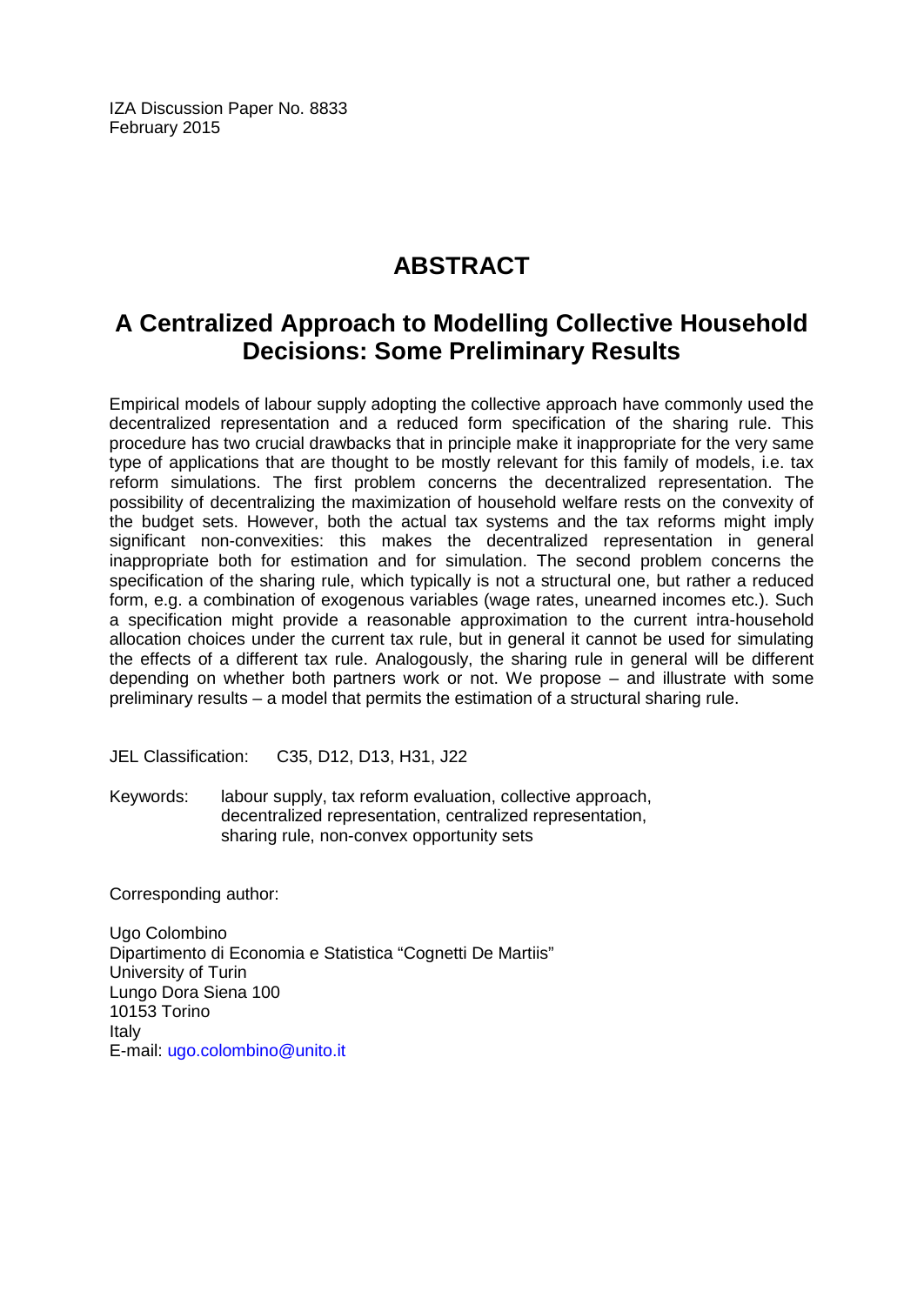IZA Discussion Paper No. 8833
February 2015

# ABSTRACT

## A Centralized Approach to Modelling Collective Household Decisions: Some Preliminary Results

Empirical models of labour supply adopting the collective approach have commonly used the decentralized representation and a reduced form specification of the sharing rule. This procedure has two crucial drawbacks that in principle make it inappropriate for the very same type of applications that are thought to be mostly relevant for this family of models, i.e. tax reform simulations. The first problem concerns the decentralized representation. The possibility of decentralizing the maximization of household welfare rests on the convexity of the budget sets. However, both the actual tax systems and the tax reforms might imply significant non-convexities: this makes the decentralized representation in general inappropriate both for estimation and for simulation. The second problem concerns the specification of the sharing rule, which typically is not a structural one, but rather a reduced form, e.g. a combination of exogenous variables (wage rates, unearned incomes etc.). Such a specification might provide a reasonable approximation to the current intra-household allocation choices under the current tax rule, but in general it cannot be used for simulating the effects of a different tax rule. Analogously, the sharing rule in general will be different depending on whether both partners work or not. We propose – and illustrate with some preliminary results – a model that permits the estimation of a structural sharing rule.

JEL Classification: C35, D12, D13, H31, J22

Keywords: labour supply, tax reform evaluation, collective approach, decentralized representation, centralized representation, sharing rule, non-convex opportunity sets

Corresponding author:

Ugo Colombino
Dipartimento di Economia e Statistica "Cognetti De Martiis"
University of Turin
Lungo Dora Siena 100
10153 Torino
Italy
E-mail: ugo.colombino@unito.it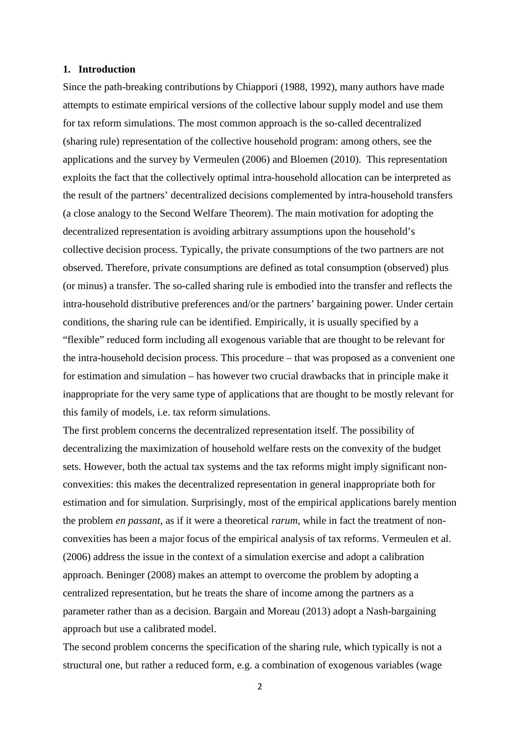## 1. Introduction

Since the path-breaking contributions by Chiappori (1988, 1992), many authors have made attempts to estimate empirical versions of the collective labour supply model and use them for tax reform simulations. The most common approach is the so-called decentralized (sharing rule) representation of the collective household program: among others, see the applications and the survey by Vermeulen (2006) and Bloemen (2010). This representation exploits the fact that the collectively optimal intra-household allocation can be interpreted as the result of the partners' decentralized decisions complemented by intra-household transfers (a close analogy to the Second Welfare Theorem). The main motivation for adopting the decentralized representation is avoiding arbitrary assumptions upon the household's collective decision process. Typically, the private consumptions of the two partners are not observed. Therefore, private consumptions are defined as total consumption (observed) plus (or minus) a transfer. The so-called sharing rule is embodied into the transfer and reflects the intra-household distributive preferences and/or the partners' bargaining power. Under certain conditions, the sharing rule can be identified. Empirically, it is usually specified by a "flexible" reduced form including all exogenous variable that are thought to be relevant for the intra-household decision process. This procedure – that was proposed as a convenient one for estimation and simulation – has however two crucial drawbacks that in principle make it inappropriate for the very same type of applications that are thought to be mostly relevant for this family of models, i.e. tax reform simulations.

The first problem concerns the decentralized representation itself. The possibility of decentralizing the maximization of household welfare rests on the convexity of the budget sets. However, both the actual tax systems and the tax reforms might imply significant non-convexities: this makes the decentralized representation in general inappropriate both for estimation and for simulation. Surprisingly, most of the empirical applications barely mention the problem *en passant*, as if it were a theoretical *rarum*, while in fact the treatment of non-convexities has been a major focus of the empirical analysis of tax reforms. Vermeulen et al. (2006) address the issue in the context of a simulation exercise and adopt a calibration approach. Beninger (2008) makes an attempt to overcome the problem by adopting a centralized representation, but he treats the share of income among the partners as a parameter rather than as a decision. Bargain and Moreau (2013) adopt a Nash-bargaining approach but use a calibrated model.

The second problem concerns the specification of the sharing rule, which typically is not a structural one, but rather a reduced form, e.g. a combination of exogenous variables (wage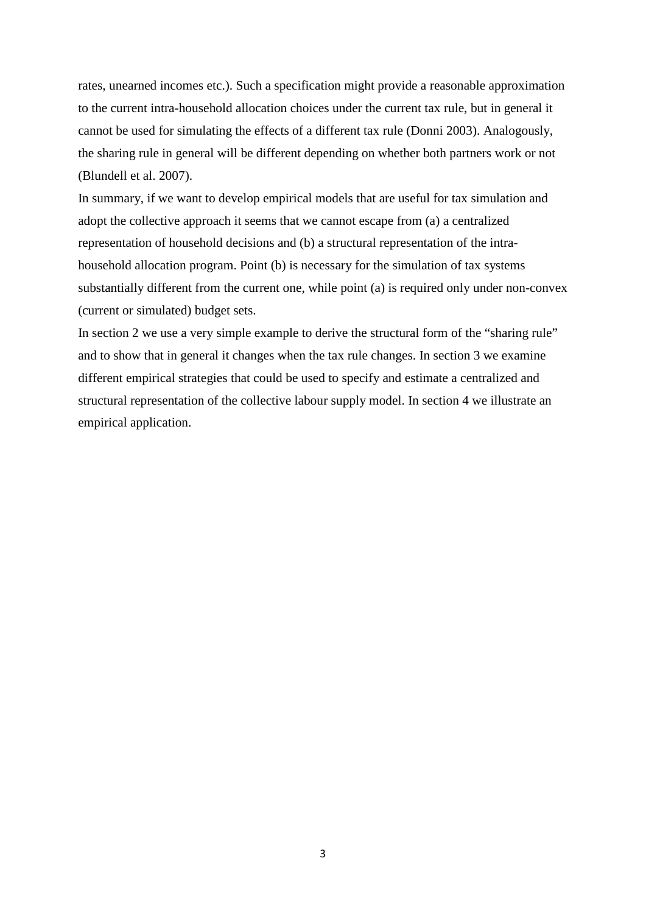rates, unearned incomes etc.). Such a specification might provide a reasonable approximation to the current intra-household allocation choices under the current tax rule, but in general it cannot be used for simulating the effects of a different tax rule (Donni 2003). Analogously, the sharing rule in general will be different depending on whether both partners work or not (Blundell et al. 2007).

In summary, if we want to develop empirical models that are useful for tax simulation and adopt the collective approach it seems that we cannot escape from (a) a centralized representation of household decisions and (b) a structural representation of the intra-household allocation program. Point (b) is necessary for the simulation of tax systems substantially different from the current one, while point (a) is required only under non-convex (current or simulated) budget sets.

In section 2 we use a very simple example to derive the structural form of the "sharing rule" and to show that in general it changes when the tax rule changes. In section 3 we examine different empirical strategies that could be used to specify and estimate a centralized and structural representation of the collective labour supply model. In section 4 we illustrate an empirical application.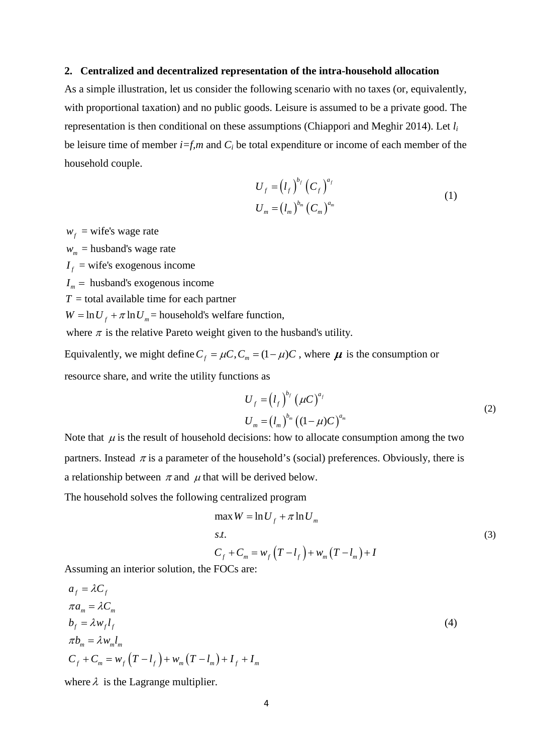## 2. Centralized and decentralized representation of the intra-household allocation

As a simple illustration, let us consider the following scenario with no taxes (or, equivalently, with proportional taxation) and no public goods. Leisure is assumed to be a private good. The representation is then conditional on these assumptions (Chiappori and Meghir 2014). Let $l_i$ be leisure time of member $i=f,m$ and $C_i$ be total expenditure or income of each member of the household couple.

$$
\begin{aligned}
U_f &= \left(l_f\right)^{b_f}\left(C_f\right)^{a_f} \\
U_m &= \left(l_m\right)^{b_m}\left(C_m\right)^{a_m}
\end{aligned}
\tag{1}
$$

$w_f$ = wife's wage rate

$w_m$ = husband's wage rate

$I_f$ = wife's exogenous income

$I_m$ = husband's exogenous income

$T$ = total available time for each partner

$W = \ln U_f + \pi \ln U_m$ = household's welfare function,

where $\pi$ is the relative Pareto weight given to the husband's utility.

Equivalently, we might define $C_f = \mu C, C_m = (1-\mu)C$ , where $\mu$ is the consumption or resource share, and write the utility functions as

$$
\begin{aligned}
U_f &= \left(l_f\right)^{b_f}\left(\mu C\right)^{a_f} \\
U_m &= \left(l_m\right)^{b_m}\left((1-\mu)C\right)^{a_m}
\end{aligned}
\tag{2}
$$

Note that $\mu$ is the result of household decisions: how to allocate consumption among the two partners. Instead $\pi$ is a parameter of the household's (social) preferences. Obviously, there is a relationship between $\pi$ and $\mu$ that will be derived below.

The household solves the following centralized program

$$
\begin{aligned}
&\max W = \ln U_f + \pi \ln U_m \\
&s.t. \\
&C_f + C_m = w_f\left(T - l_f\right) + w_m\left(T - l_m\right) + I
\end{aligned}
\tag{3}
$$

Assuming an interior solution, the FOCs are:

$$
\begin{aligned}
&a_f = \lambda C_f \\
&\pi a_m = \lambda C_m \\
&b_f = \lambda w_f l_f \\
&\pi b_m = \lambda w_m l_m \\
&C_f + C_m = w_f\left(T - l_f\right) + w_m\left(T - l_m\right) + I_f + I_m
\end{aligned}
\tag{4}
$$

where $\lambda$ is the Lagrange multiplier.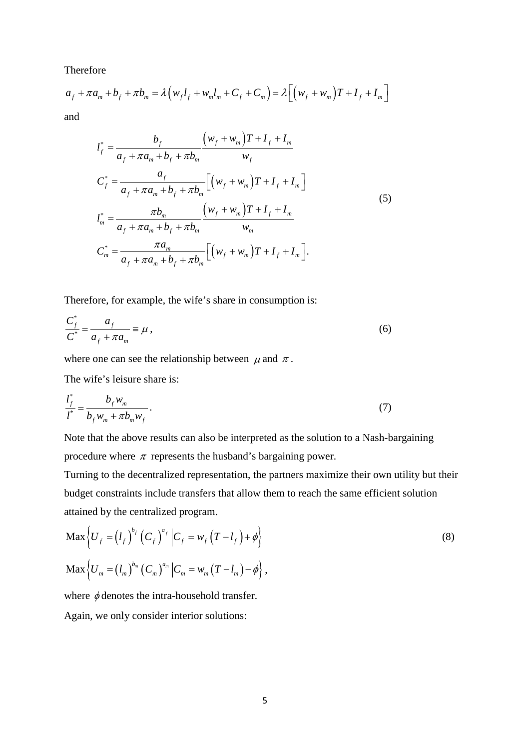Therefore

$$a_f + \pi a_m + b_f + \pi b_m = \lambda\left(w_f l_f + w_m l_m + C_f + C_m\right) = \lambda\left[\left(w_f + w_m\right)T + I_f + I_m\right]$$

and

$$\begin{aligned}
l_f^* &= \frac{b_f}{a_f + \pi a_m + b_f + \pi b_m}\frac{\left(w_f + w_m\right)T + I_f + I_m}{w_f} \\
C_f^* &= \frac{a_f}{a_f + \pi a_m + b_f + \pi b_m}\left[\left(w_f + w_m\right)T + I_f + I_m\right] \\
l_m^* &= \frac{\pi b_m}{a_f + \pi a_m + b_f + \pi b_m}\frac{\left(w_f + w_m\right)T + I_f + I_m}{w_m} \\
C_m^* &= \frac{\pi a_m}{a_f + \pi a_m + b_f + \pi b_m}\left[\left(w_f + w_m\right)T + I_f + I_m\right].
\end{aligned} \tag{5}$$

Therefore, for example, the wife's share in consumption is:

$$\frac{C_f^*}{C^*} = \frac{a_f}{a_f + \pi a_m} \equiv \mu\,, \tag{6}$$

where one can see the relationship between $\mu$ and $\pi$.

The wife's leisure share is:

$$\frac{l_f^*}{l^*} = \frac{b_f w_m}{b_f w_m + \pi b_m w_f}. \tag{7}$$

Note that the above results can also be interpreted as the solution to a Nash-bargaining procedure where $\pi$ represents the husband's bargaining power.

Turning to the decentralized representation, the partners maximize their own utility but their budget constraints include transfers that allow them to reach the same efficient solution attained by the centralized program.

$$\text{Max}\left\{U_f = \left(l_f\right)^{b_f}\left(C_f\right)^{a_f} \middle| C_f = w_f\left(T - l_f\right) + \phi\right\} \tag{8}$$

$$\text{Max}\left\{U_m = \left(l_m\right)^{b_m}\left(C_m\right)^{a_m} \middle| C_m = w_m\left(T - l_m\right) - \phi\right\},$$

where $\phi$ denotes the intra-household transfer.

Again, we only consider interior solutions: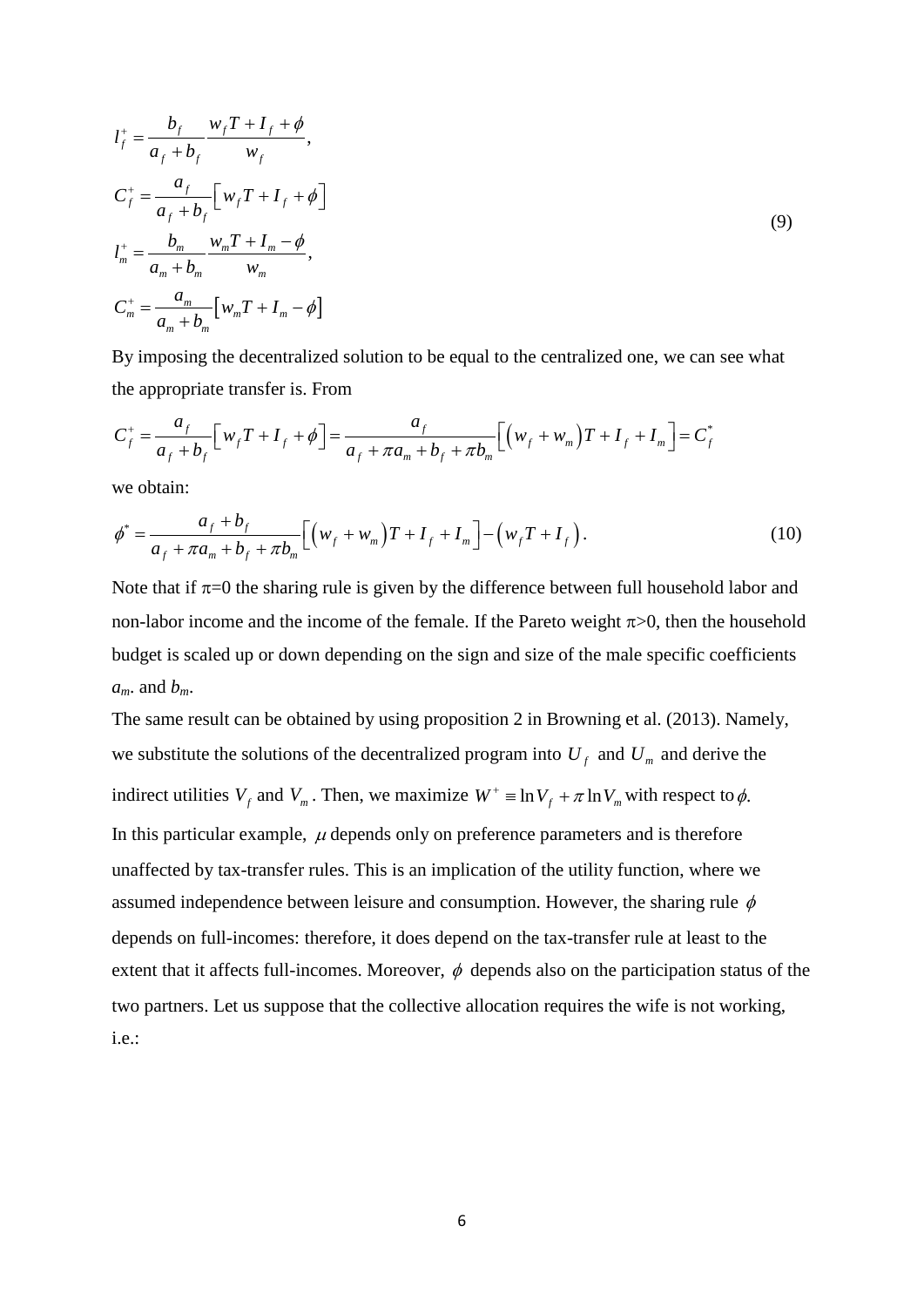$$
\begin{aligned}
l_f^+ &= \frac{b_f}{a_f + b_f} \frac{w_f T + I_f + \phi}{w_f}, \\
C_f^+ &= \frac{a_f}{a_f + b_f} \left[ w_f T + I_f + \phi \right] \\
l_m^+ &= \frac{b_m}{a_m + b_m} \frac{w_m T + I_m - \phi}{w_m}, \\
C_m^+ &= \frac{a_m}{a_m + b_m} \left[ w_m T + I_m - \phi \right]
\end{aligned} \tag{9}
$$

By imposing the decentralized solution to be equal to the centralized one, we can see what the appropriate transfer is. From

$$
C_f^+ = \frac{a_f}{a_f + b_f} \left[ w_f T + I_f + \phi \right] = \frac{a_f}{a_f + \pi a_m + b_f + \pi b_m} \left[ \left( w_f + w_m \right) T + I_f + I_m \right] = C_f^*
$$

we obtain:

$$
\phi^* = \frac{a_f + b_f}{a_f + \pi a_m + b_f + \pi b_m} \left[ \left( w_f + w_m \right) T + I_f + I_m \right] - \left( w_f T + I_f \right). \tag{10}
$$

Note that if $\pi$=0 the sharing rule is given by the difference between full household labor and non-labor income and the income of the female. If the Pareto weight $\pi$>0, then the household budget is scaled up or down depending on the sign and size of the male specific coefficients $a_m$. and $b_m$.

The same result can be obtained by using proposition 2 in Browning et al. (2013). Namely, we substitute the solutions of the decentralized program into $U_f$ and $U_m$ and derive the indirect utilities $V_f$ and $V_m$. Then, we maximize $W^+ \equiv \ln V_f + \pi \ln V_m$ with respect to $\phi$.

In this particular example, $\mu$ depends only on preference parameters and is therefore unaffected by tax-transfer rules. This is an implication of the utility function, where we assumed independence between leisure and consumption. However, the sharing rule $\phi$ depends on full-incomes: therefore, it does depend on the tax-transfer rule at least to the extent that it affects full-incomes. Moreover, $\phi$ depends also on the participation status of the two partners. Let us suppose that the collective allocation requires the wife is not working, i.e.: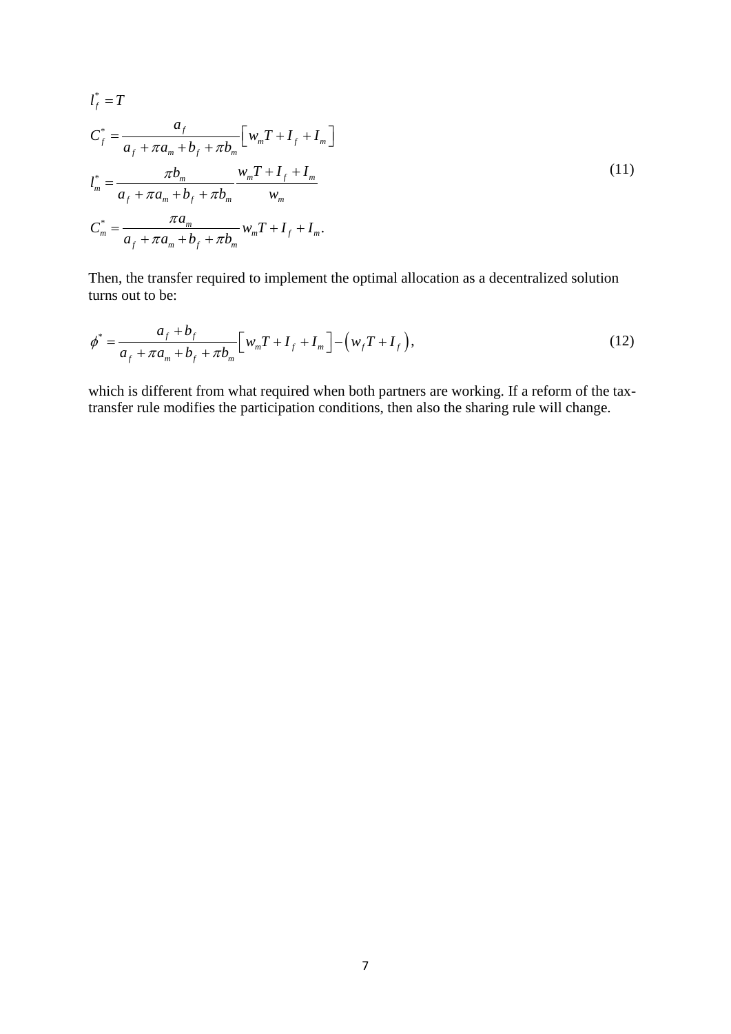$$
\begin{aligned}
l_f^* &= T \\
C_f^* &= \frac{a_f}{a_f + \pi a_m + b_f + \pi b_m}\left[ w_m T + I_f + I_m \right] \\
l_m^* &= \frac{\pi b_m}{a_f + \pi a_m + b_f + \pi b_m} \frac{w_m T + I_f + I_m}{w_m} \\
C_m^* &= \frac{\pi a_m}{a_f + \pi a_m + b_f + \pi b_m} w_m T + I_f + I_m.
\end{aligned}
\tag{11}
$$

Then, the transfer required to implement the optimal allocation as a decentralized solution turns out to be:

$$
\phi^* = \frac{a_f + b_f}{a_f + \pi a_m + b_f + \pi b_m}\left[ w_m T + I_f + I_m \right] - \left( w_f T + I_f \right), \tag{12}
$$

which is different from what required when both partners are working. If a reform of the tax-transfer rule modifies the participation conditions, then also the sharing rule will change.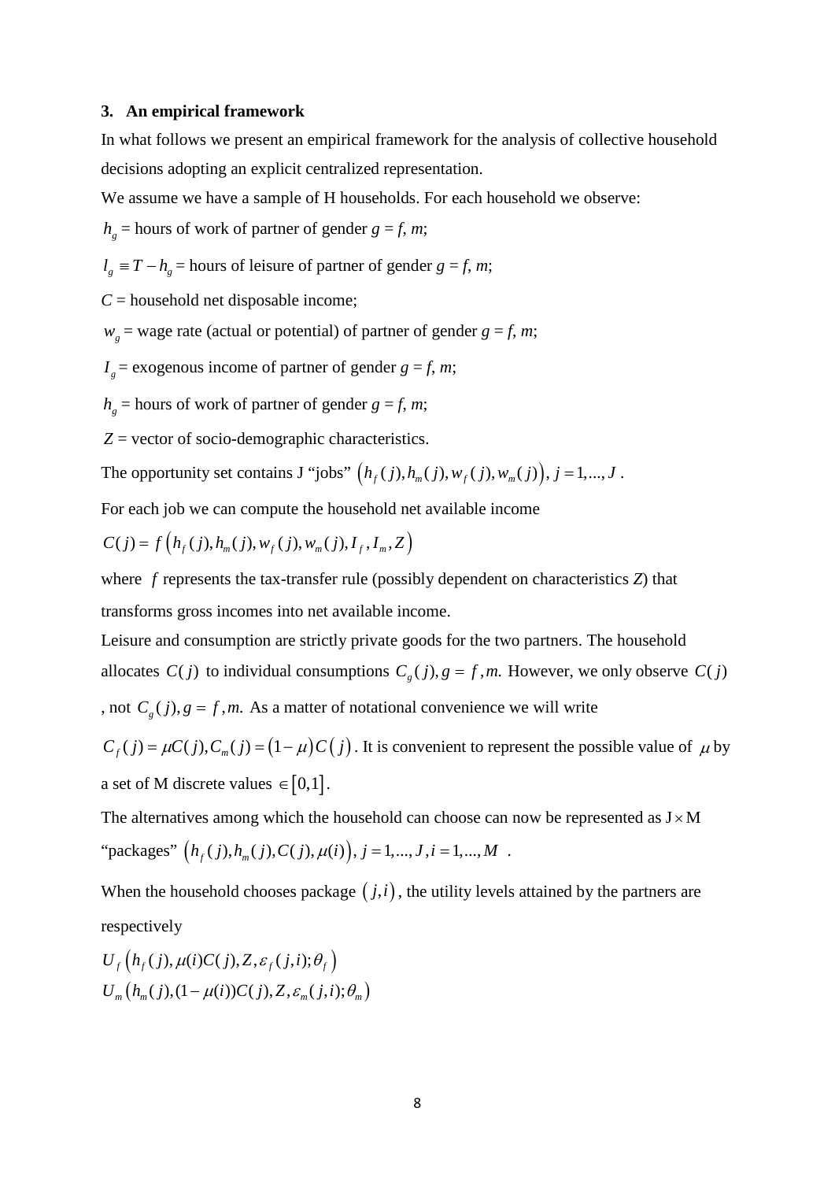### 3. An empirical framework

In what follows we present an empirical framework for the analysis of collective household decisions adopting an explicit centralized representation.

We assume we have a sample of H households. For each household we observe:

$h_g$ = hours of work of partner of gender *g* = *f*, *m*;

$l_g \equiv T - h_g$ = hours of leisure of partner of gender *g* = *f*, *m*;

$C$ = household net disposable income;

$w_g$ = wage rate (actual or potential) of partner of gender *g* = *f*, *m*;

$I_g$ = exogenous income of partner of gender *g* = *f*, *m*;

$h_g$ = hours of work of partner of gender *g* = *f*, *m*;

$Z$ = vector of socio-demographic characteristics.

The opportunity set contains J "jobs" $\left(h_f(j), h_m(j), w_f(j), w_m(j)\right), \; j = 1,...,J$ .

For each job we can compute the household net available income

$$C(j) = f\left(h_f(j), h_m(j), w_f(j), w_m(j), I_f, I_m, Z\right)$$

where $f$ represents the tax-transfer rule (possibly dependent on characteristics *Z*) that transforms gross incomes into net available income.

Leisure and consumption are strictly private goods for the two partners. The household allocates $C(j)$ to individual consumptions $C_g(j), g = f, m.$ However, we only observe $C(j)$ , not $C_g(j), g = f, m.$ As a matter of notational convenience we will write $C_f(j) = \mu C(j), C_m(j) = (1-\mu)C(j)$. It is convenient to represent the possible value of $\mu$ by a set of M discrete values $\in [0,1]$.

The alternatives among which the household can choose can now be represented as $\mathrm{J} \times \mathrm{M}$ "packages" $\left(h_f(j), h_m(j), C(j), \mu(i)\right), \; j = 1,...,J, i = 1,...,M$ .

When the household chooses package $(j,i)$, the utility levels attained by the partners are respectively

$$U_f\left(h_f(j), \mu(i)C(j), Z, \varepsilon_f(j,i); \theta_f\right)$$
$$U_m\left(h_m(j), (1-\mu(i))C(j), Z, \varepsilon_m(j,i); \theta_m\right)$$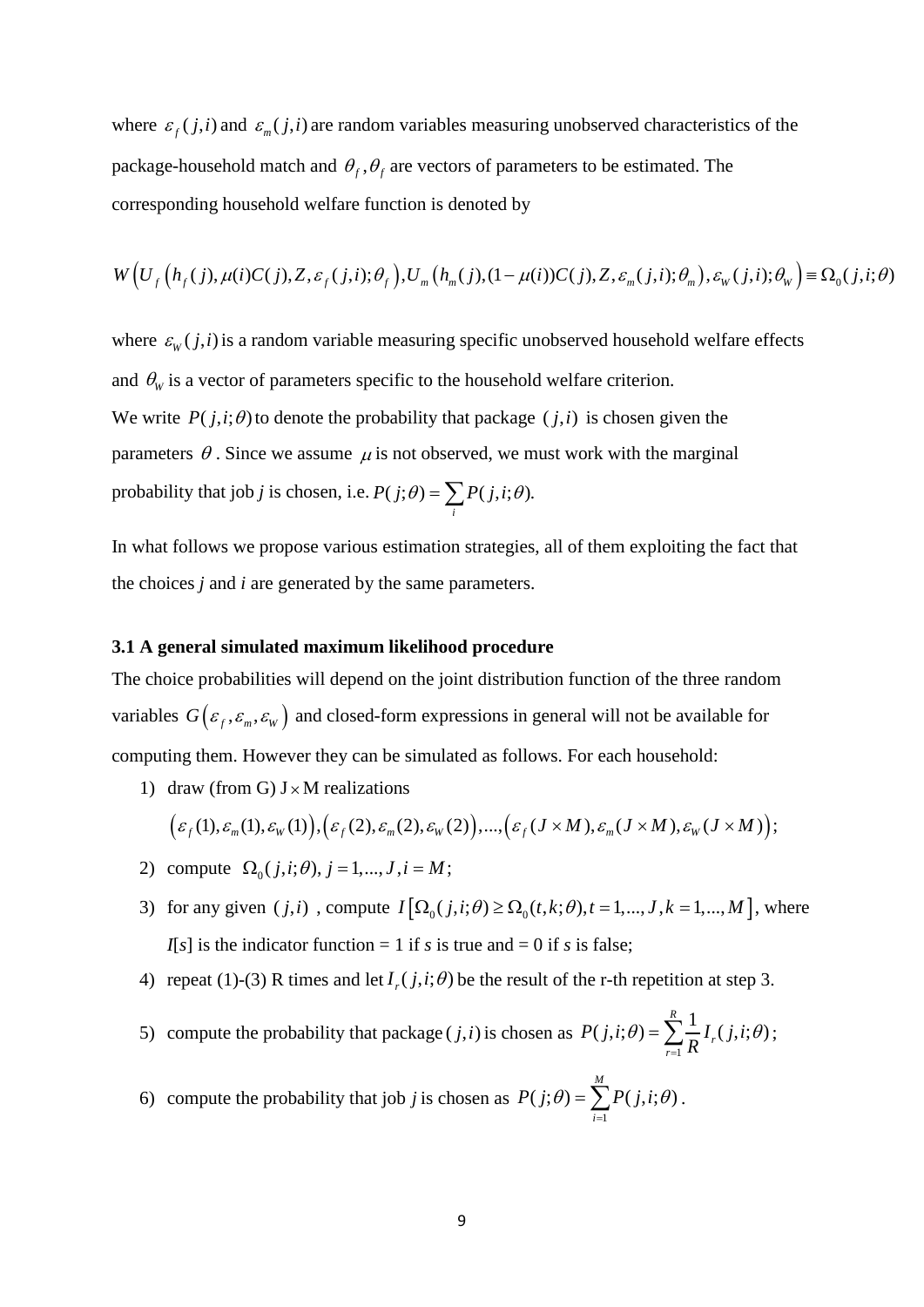where $\varepsilon_f(j,i)$ and $\varepsilon_m(j,i)$ are random variables measuring unobserved characteristics of the package-household match and $\theta_f, \theta_f$ are vectors of parameters to be estimated. The corresponding household welfare function is denoted by

$$W\left(U_f\left(h_f(j), \mu(i)C(j), Z, \varepsilon_f(j,i); \theta_f\right), U_m\left(h_m(j), (1-\mu(i))C(j), Z, \varepsilon_m(j,i); \theta_m\right), \varepsilon_W(j,i); \theta_W\right) \equiv \Omega_0(j,i;\theta)$$

where $\varepsilon_W(j,i)$ is a random variable measuring specific unobserved household welfare effects and $\theta_W$ is a vector of parameters specific to the household welfare criterion.
We write $P(j,i;\theta)$ to denote the probability that package $(j,i)$ is chosen given the parameters $\theta$. Since we assume $\mu$ is not observed, we must work with the marginal probability that job *j* is chosen, i.e. $P(j;\theta) = \sum_i P(j,i;\theta)$.

In what follows we propose various estimation strategies, all of them exploiting the fact that the choices *j* and *i* are generated by the same parameters.

### 3.1 A general simulated maximum likelihood procedure

The choice probabilities will depend on the joint distribution function of the three random variables $G\left(\varepsilon_f, \varepsilon_m, \varepsilon_W\right)$ and closed-form expressions in general will not be available for computing them. However they can be simulated as follows. For each household:

1) draw (from G) $J \times M$ realizations $\left(\varepsilon_f(1), \varepsilon_m(1), \varepsilon_W(1)\right), \left(\varepsilon_f(2), \varepsilon_m(2), \varepsilon_W(2)\right), ..., \left(\varepsilon_f(J \times M), \varepsilon_m(J \times M), \varepsilon_W(J \times M)\right)$;
2) compute $\Omega_0(j,i;\theta),\ j = 1,...,J, i = M$;
3) for any given $(j,i)$, compute $I\left[\Omega_0(j,i;\theta) \geq \Omega_0(t,k;\theta), t = 1,...,J, k = 1,...,M\right]$, where *I*[*s*] is the indicator function = 1 if *s* is true and = 0 if *s* is false;
4) repeat (1)-(3) R times and let $I_r(j,i;\theta)$ be the result of the r-th repetition at step 3.
5) compute the probability that package $(j,i)$ is chosen as $P(j,i;\theta) = \sum_{r=1}^{R} \frac{1}{R} I_r(j,i;\theta)$;
6) compute the probability that job *j* is chosen as $P(j;\theta) = \sum_{i=1}^{M} P(j,i;\theta)$.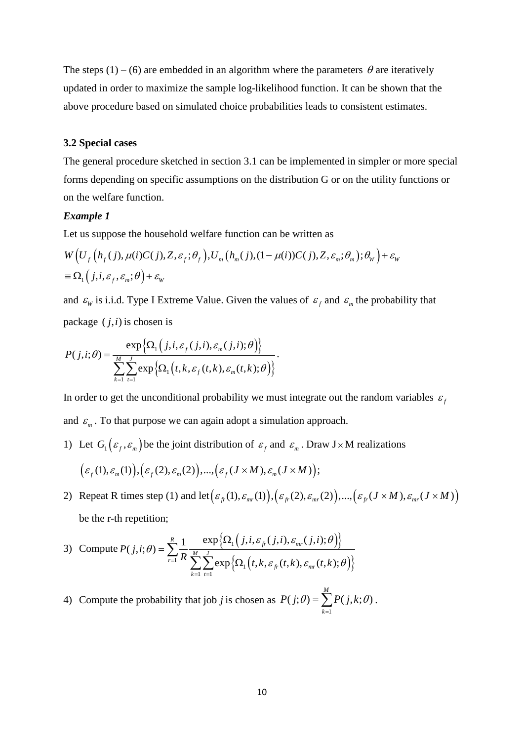The steps (1) – (6) are embedded in an algorithm where the parameters $\theta$ are iteratively updated in order to maximize the sample log-likelihood function. It can be shown that the above procedure based on simulated choice probabilities leads to consistent estimates.

### 3.2 Special cases

The general procedure sketched in section 3.1 can be implemented in simpler or more special forms depending on specific assumptions on the distribution G or on the utility functions or on the welfare function.

***Example 1***

Let us suppose the household welfare function can be written as

$$
\begin{aligned}
& W\left(U_f\left(h_f(j), \mu(i)C(j), Z, \varepsilon_f; \theta_f\right), U_m\left(h_m(j), (1-\mu(i))C(j), Z, \varepsilon_m; \theta_m\right); \theta_W\right) + \varepsilon_W \\
& \equiv \Omega_1\left(j, i, \varepsilon_f, \varepsilon_m; \theta\right) + \varepsilon_W
\end{aligned}
$$

and $\varepsilon_W$ is i.i.d. Type I Extreme Value. Given the values of $\varepsilon_f$ and $\varepsilon_m$ the probability that package $(j,i)$ is chosen is

$$
P(j,i;\theta) = \frac{\exp\left\{\Omega_1\left(j, i, \varepsilon_f(j,i), \varepsilon_m(j,i); \theta\right)\right\}}{\sum_{k=1}^{M}\sum_{t=1}^{J}\exp\left\{\Omega_1\left(t, k, \varepsilon_f(t,k), \varepsilon_m(t,k); \theta\right)\right\}}.
$$

In order to get the unconditional probability we must integrate out the random variables $\varepsilon_f$ and $\varepsilon_m$. To that purpose we can again adopt a simulation approach.

1) Let $G_1\left(\varepsilon_f, \varepsilon_m\right)$ be the joint distribution of $\varepsilon_f$ and $\varepsilon_m$. Draw $J \times M$ realizations $\left(\varepsilon_f(1), \varepsilon_m(1)\right), \left(\varepsilon_f(2), \varepsilon_m(2)\right), \ldots, \left(\varepsilon_f(J \times M), \varepsilon_m(J \times M)\right)$;
2) Repeat R times step (1) and let $\left(\varepsilon_{fr}(1), \varepsilon_{mr}(1)\right), \left(\varepsilon_{fr}(2), \varepsilon_{mr}(2)\right), \ldots, \left(\varepsilon_{fr}(J \times M), \varepsilon_{mr}(J \times M)\right)$ be the r-th repetition;
3) Compute $P(j,i;\theta) = \sum_{r=1}^{R} \frac{1}{R} \frac{\exp\left\{\Omega_1\left(j, i, \varepsilon_{fr}(j,i), \varepsilon_{mr}(j,i); \theta\right)\right\}}{\sum_{k=1}^{M}\sum_{t=1}^{J}\exp\left\{\Omega_1\left(t, k, \varepsilon_{fr}(t,k), \varepsilon_{mr}(t,k); \theta\right)\right\}}$
4) Compute the probability that job *j* is chosen as $P(j;\theta) = \sum_{k=1}^{M} P(j,k;\theta)$.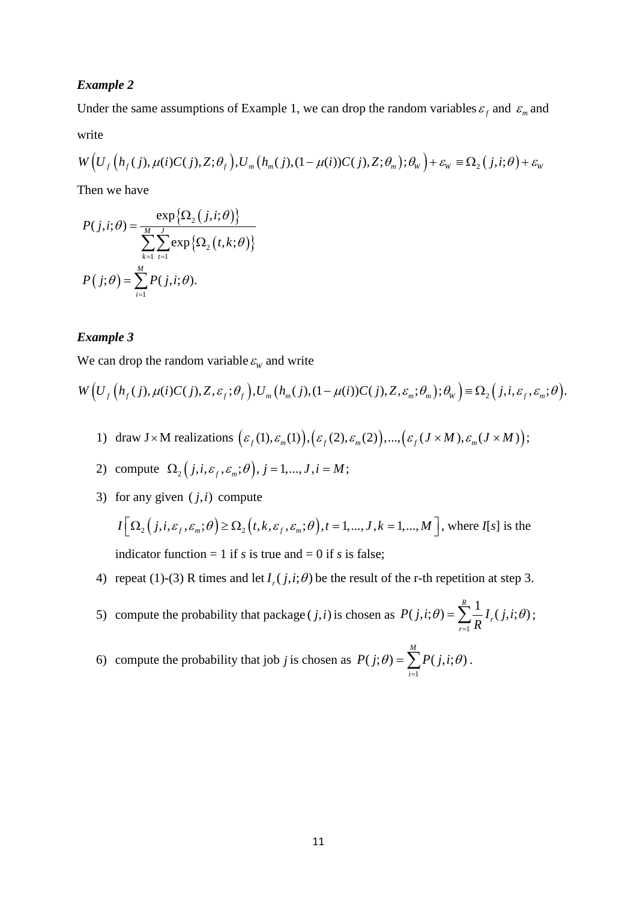***Example 2***

Under the same assumptions of Example 1, we can drop the random variables $\varepsilon_f$ and $\varepsilon_m$ and write

$$W\left(U_f\left(h_f(j),\mu(i)C(j),Z;\theta_f\right),U_m\left(h_m(j),(1-\mu(i))C(j),Z;\theta_m\right);\theta_W\right)+\varepsilon_W\equiv\Omega_2\left(j,i;\theta\right)+\varepsilon_W$$

Then we have

$$P(j,i;\theta)=\frac{\exp\left\{\Omega_2\left(j,i;\theta\right)\right\}}{\sum_{k=1}^{M}\sum_{t=1}^{J}\exp\left\{\Omega_2\left(t,k;\theta\right)\right\}}$$

$$P\left(j;\theta\right)=\sum_{i=1}^{M}P(j,i;\theta).$$

***Example 3***

We can drop the random variable $\varepsilon_W$ and write

$$W\left(U_f\left(h_f(j),\mu(i)C(j),Z,\varepsilon_f;\theta_f\right),U_m\left(h_m(j),(1-\mu(i))C(j),Z,\varepsilon_m;\theta_m\right);\theta_W\right)\equiv\Omega_2\left(j,i,\varepsilon_f,\varepsilon_m;\theta\right).$$

1) draw J $\times$ M realizations $\left(\varepsilon_f(1),\varepsilon_m(1)\right),\left(\varepsilon_f(2),\varepsilon_m(2)\right),...,\left(\varepsilon_f(J\times M),\varepsilon_m(J\times M)\right)$;
2) compute $\Omega_2\left(j,i,\varepsilon_f,\varepsilon_m;\theta\right), j=1,...,J, i=M$;
3) for any given $(j,i)$ compute $I\left[\Omega_2\left(j,i,\varepsilon_f,\varepsilon_m;\theta\right)\geq\Omega_2\left(t,k,\varepsilon_f,\varepsilon_m;\theta\right),t=1,...,J,k=1,...,M\right]$, where *I*[*s*] is the indicator function = 1 if *s* is true and = 0 if *s* is false;
4) repeat (1)-(3) R times and let $I_r(j,i;\theta)$ be the result of the r-th repetition at step 3.
5) compute the probability that package $(j,i)$ is chosen as $P(j,i;\theta)=\sum_{r=1}^{R}\frac{1}{R}I_r(j,i;\theta)$;
6) compute the probability that job *j* is chosen as $P(j;\theta)=\sum_{i=1}^{M}P(j,i;\theta)$.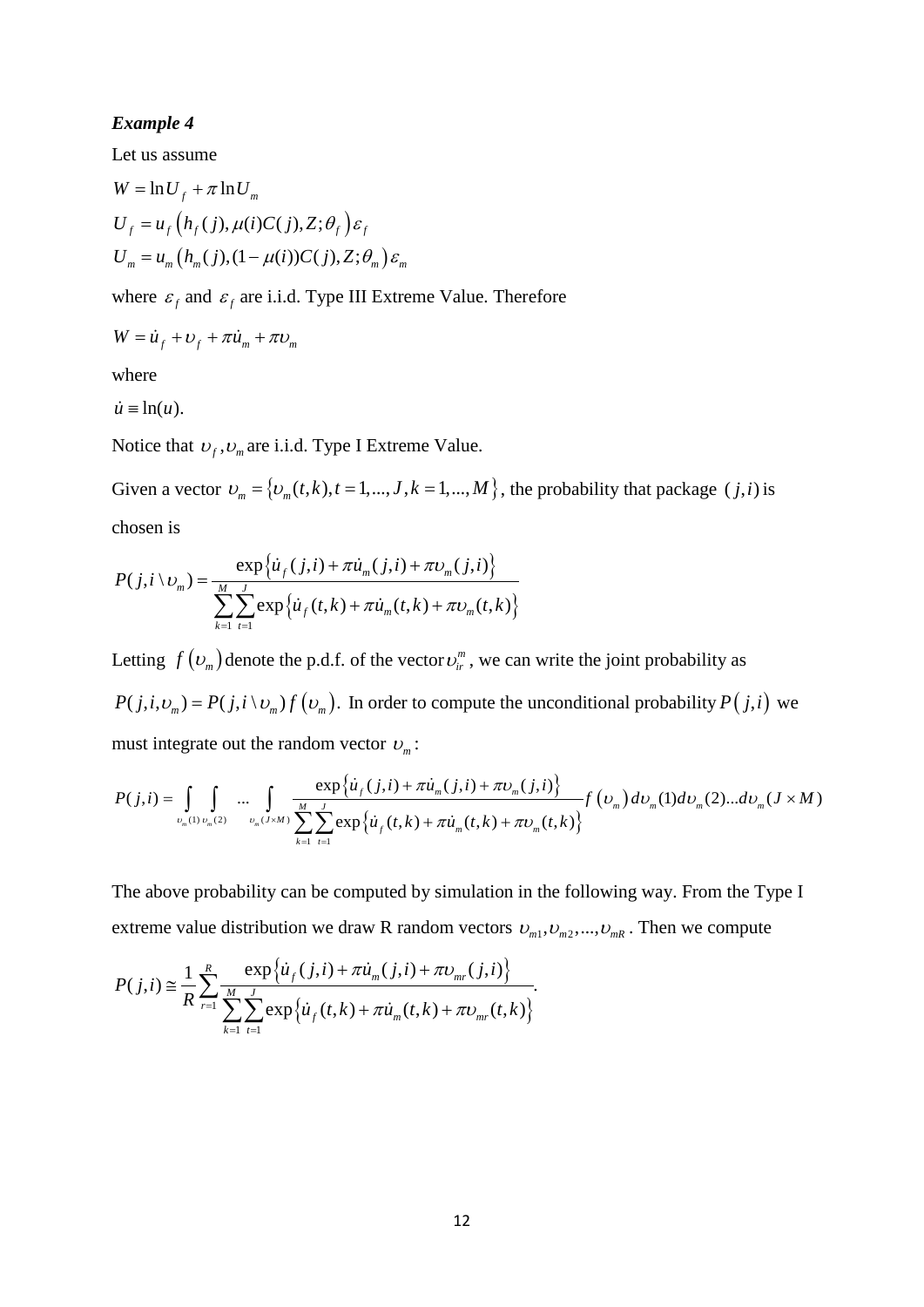***Example 4***

Let us assume

$$W = \ln U_f + \pi \ln U_m$$

$$U_f = u_f\left(h_f(j), \mu(i)C(j), Z; \theta_f\right)\varepsilon_f$$

$$U_m = u_m\left(h_m(j), (1-\mu(i))C(j), Z; \theta_m\right)\varepsilon_m$$

where $\varepsilon_f$ and $\varepsilon_f$ are i.i.d. Type III Extreme Value. Therefore

$$W = \dot{u}_f + \upsilon_f + \pi \dot{u}_m + \pi \upsilon_m$$

where

$$\dot{u} \equiv \ln(u).$$

Notice that $\upsilon_f, \upsilon_m$ are i.i.d. Type I Extreme Value.

Given a vector $\upsilon_m = \{\upsilon_m(t,k), t = 1,...,J, k = 1,...,M\}$, the probability that package $(j,i)$ is chosen is

$$P(j,i \setminus \upsilon_m) = \frac{\exp\left\{\dot{u}_f(j,i) + \pi \dot{u}_m(j,i) + \pi \upsilon_m(j,i)\right\}}{\sum_{k=1}^{M}\sum_{t=1}^{J}\exp\left\{\dot{u}_f(t,k) + \pi \dot{u}_m(t,k) + \pi \upsilon_m(t,k)\right\}}$$

Letting $f(\upsilon_m)$ denote the p.d.f. of the vector $\upsilon_{ir}^m$, we can write the joint probability as $P(j,i,\upsilon_m) = P(j,i \setminus \upsilon_m) f(\upsilon_m)$. In order to compute the unconditional probability $P(j,i)$ we must integrate out the random vector $\upsilon_m$:

$$P(j,i) = \int_{\upsilon_m(1)}\int_{\upsilon_m(2)} \cdots \int_{\upsilon_m(J\times M)} \frac{\exp\left\{\dot{u}_f(j,i) + \pi \dot{u}_m(j,i) + \pi \upsilon_m(j,i)\right\}}{\sum_{k=1}^{M}\sum_{t=1}^{J}\exp\left\{\dot{u}_f(t,k) + \pi \dot{u}_m(t,k) + \pi \upsilon_m(t,k)\right\}} f(\upsilon_m)\, d\upsilon_m(1)\, d\upsilon_m(2) ... d\upsilon_m(J\times M)$$

The above probability can be computed by simulation in the following way. From the Type I extreme value distribution we draw R random vectors $\upsilon_{m1}, \upsilon_{m2}, ..., \upsilon_{mR}$. Then we compute

$$P(j,i) \cong \frac{1}{R}\sum_{r=1}^{R}\frac{\exp\left\{\dot{u}_f(j,i) + \pi \dot{u}_m(j,i) + \pi \upsilon_{mr}(j,i)\right\}}{\sum_{k=1}^{M}\sum_{t=1}^{J}\exp\left\{\dot{u}_f(t,k) + \pi \dot{u}_m(t,k) + \pi \upsilon_{mr}(t,k)\right\}}.$$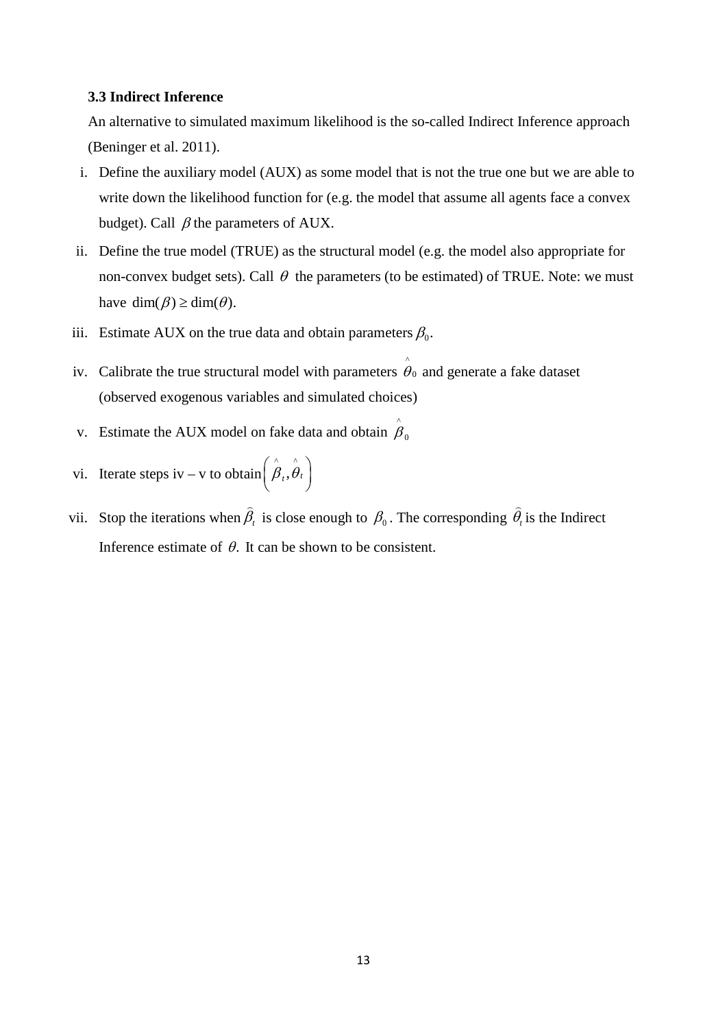### 3.3 Indirect Inference

An alternative to simulated maximum likelihood is the so-called Indirect Inference approach (Beninger et al. 2011).

i. Define the auxiliary model (AUX) as some model that is not the true one but we are able to write down the likelihood function for (e.g. the model that assume all agents face a convex budget). Call $\beta$ the parameters of AUX.
ii. Define the true model (TRUE) as the structural model (e.g. the model also appropriate for non-convex budget sets). Call $\theta$ the parameters (to be estimated) of TRUE. Note: we must have $\dim(\beta) \geq \dim(\theta)$.
iii. Estimate AUX on the true data and obtain parameters $\beta_0$.
iv. Calibrate the true structural model with parameters $\hat{\theta}_0$ and generate a fake dataset (observed exogenous variables and simulated choices)
v. Estimate the AUX model on fake data and obtain $\hat{\beta}_0$
vi. Iterate steps iv – v to obtain $\left(\hat{\beta}_t, \hat{\theta}_t\right)$
vii. Stop the iterations when $\hat{\beta}_t$ is close enough to $\beta_0$. The corresponding $\hat{\theta}_t$ is the Indirect Inference estimate of $\theta$. It can be shown to be consistent.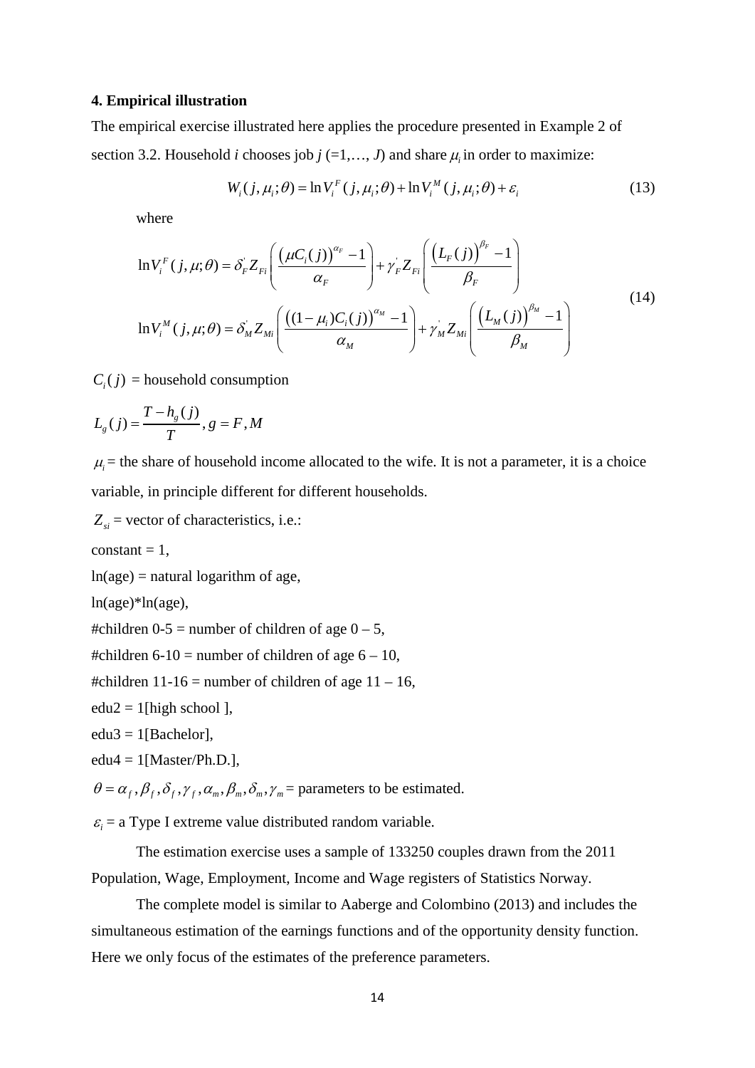#### 4. Empirical illustration

The empirical exercise illustrated here applies the procedure presented in Example 2 of section 3.2. Household *i* chooses job *j* (=1,…, *J*) and share $\mu_i$ in order to maximize:

$$W_i(j, \mu_i; \theta) = \ln V_i^F(j, \mu_i; \theta) + \ln V_i^M(j, \mu_i; \theta) + \varepsilon_i \tag{13}$$

where

$$\begin{aligned} \ln V_i^F(j, \mu; \theta) &= \delta_F^{'} Z_{Fi} \left( \frac{(\mu C_i(j))^{\alpha_F} - 1}{\alpha_F} \right) + \gamma_F^{'} Z_{Fi} \left( \frac{(L_F(j))^{\beta_F} - 1}{\beta_F} \right) \\ \ln V_i^M(j, \mu; \theta) &= \delta_M^{'} Z_{Mi} \left( \frac{((1-\mu_i) C_i(j))^{\alpha_M} - 1}{\alpha_M} \right) + \gamma_M^{'} Z_{Mi} \left( \frac{(L_M(j))^{\beta_M} - 1}{\beta_M} \right) \end{aligned} \tag{14}$$

$C_i(j)$ = household consumption

$L_g(j) = \dfrac{T - h_g(j)}{T}, g = F, M$

$\mu_i$ = the share of household income allocated to the wife. It is not a parameter, it is a choice variable, in principle different for different households.

$Z_{si}$ = vector of characteristics, i.e.:

constant = 1,

ln(age) = natural logarithm of age,

ln(age)*ln(age),

#children 0-5 = number of children of age 0 – 5,

#children 6-10 = number of children of age 6 – 10,

#children 11-16 = number of children of age 11 – 16,

edu2 = 1[high school ],

edu3 = 1[Bachelor],

edu4 = 1[Master/Ph.D.],

$\theta = \alpha_f, \beta_f, \delta_f, \gamma_f, \alpha_m, \beta_m, \delta_m, \gamma_m$ = parameters to be estimated.

$\varepsilon_i$ = a Type I extreme value distributed random variable.

The estimation exercise uses a sample of 133250 couples drawn from the 2011 Population, Wage, Employment, Income and Wage registers of Statistics Norway.

The complete model is similar to Aaberge and Colombino (2013) and includes the simultaneous estimation of the earnings functions and of the opportunity density function. Here we only focus of the estimates of the preference parameters.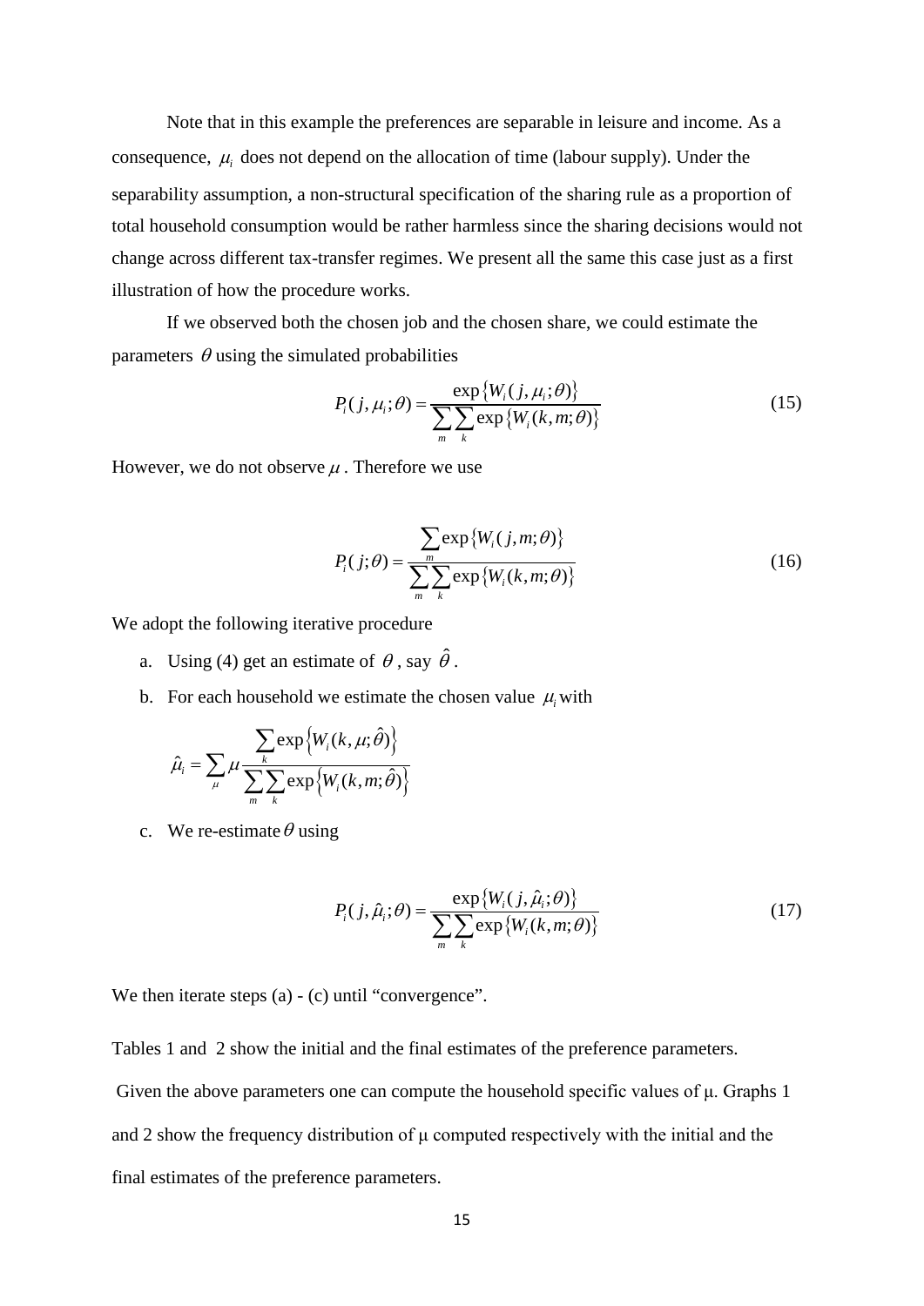Note that in this example the preferences are separable in leisure and income. As a consequence, $\mu_i$ does not depend on the allocation of time (labour supply). Under the separability assumption, a non-structural specification of the sharing rule as a proportion of total household consumption would be rather harmless since the sharing decisions would not change across different tax-transfer regimes. We present all the same this case just as a first illustration of how the procedure works.

If we observed both the chosen job and the chosen share, we could estimate the parameters $\theta$ using the simulated probabilities

$$P_i(j,\mu_i;\theta) = \frac{\exp\{W_i(j,\mu_i;\theta)\}}{\sum_m \sum_k \exp\{W_i(k,m;\theta)\}} \tag{15}$$

However, we do not observe $\mu$. Therefore we use

$$P_i(j;\theta) = \frac{\sum_m \exp\{W_i(j,m;\theta)\}}{\sum_m \sum_k \exp\{W_i(k,m;\theta)\}} \tag{16}$$

We adopt the following iterative procedure

a. Using (4) get an estimate of $\theta$, say $\hat{\theta}$.

b. For each household we estimate the chosen value $\mu_i$ with

$$\hat{\mu}_i = \sum_\mu \mu \frac{\sum_k \exp\{W_i(k,\mu;\hat{\theta})\}}{\sum_m \sum_k \exp\{W_i(k,m;\hat{\theta})\}}$$

c. We re-estimate $\theta$ using

$$P_i(j,\hat{\mu}_i;\theta) = \frac{\exp\{W_i(j,\hat{\mu}_i;\theta)\}}{\sum_m \sum_k \exp\{W_i(k,m;\theta)\}} \tag{17}$$

We then iterate steps (a) - (c) until "convergence".

Tables 1 and 2 show the initial and the final estimates of the preference parameters.

Given the above parameters one can compute the household specific values of μ. Graphs 1 and 2 show the frequency distribution of μ computed respectively with the initial and the final estimates of the preference parameters.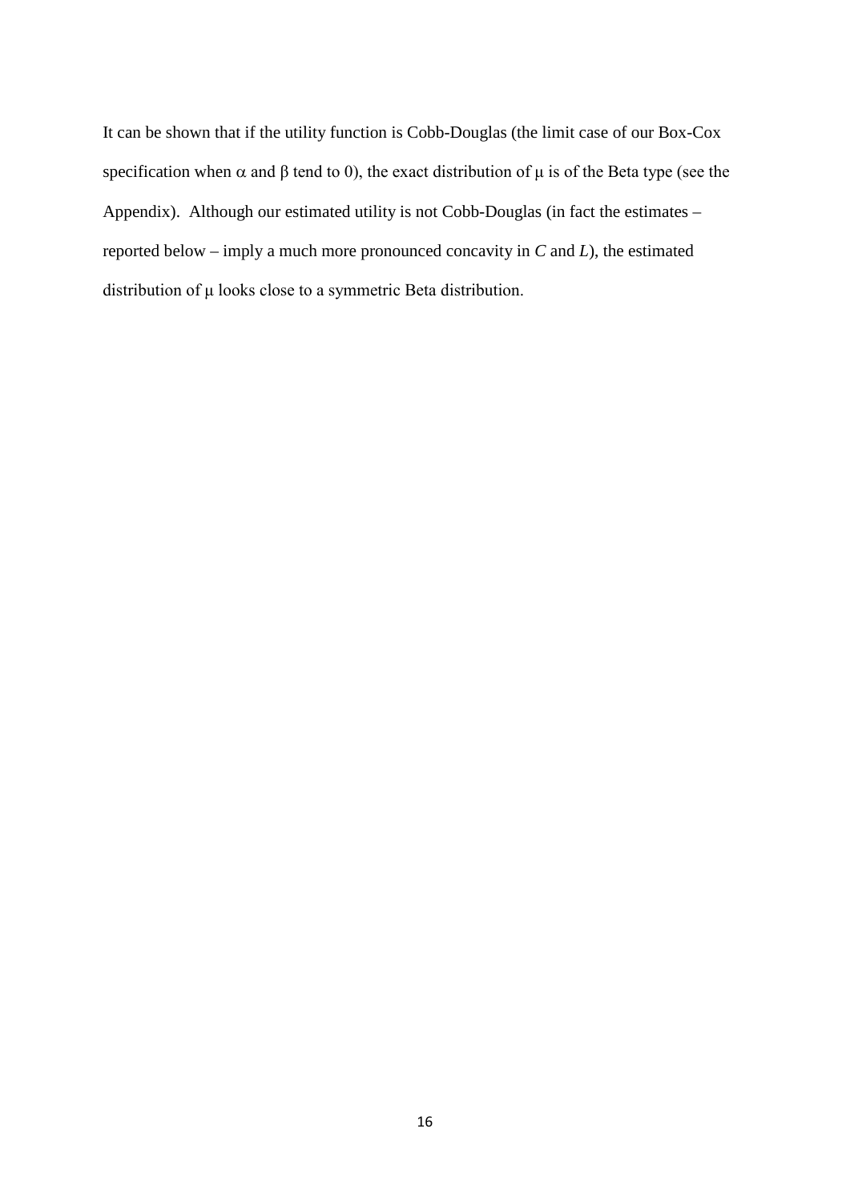It can be shown that if the utility function is Cobb-Douglas (the limit case of our Box-Cox specification when $\alpha$ and $\beta$ tend to 0), the exact distribution of $\mu$ is of the Beta type (see the Appendix). Although our estimated utility is not Cobb-Douglas (in fact the estimates – reported below – imply a much more pronounced concavity in $C$ and $L$), the estimated distribution of $\mu$ looks close to a symmetric Beta distribution.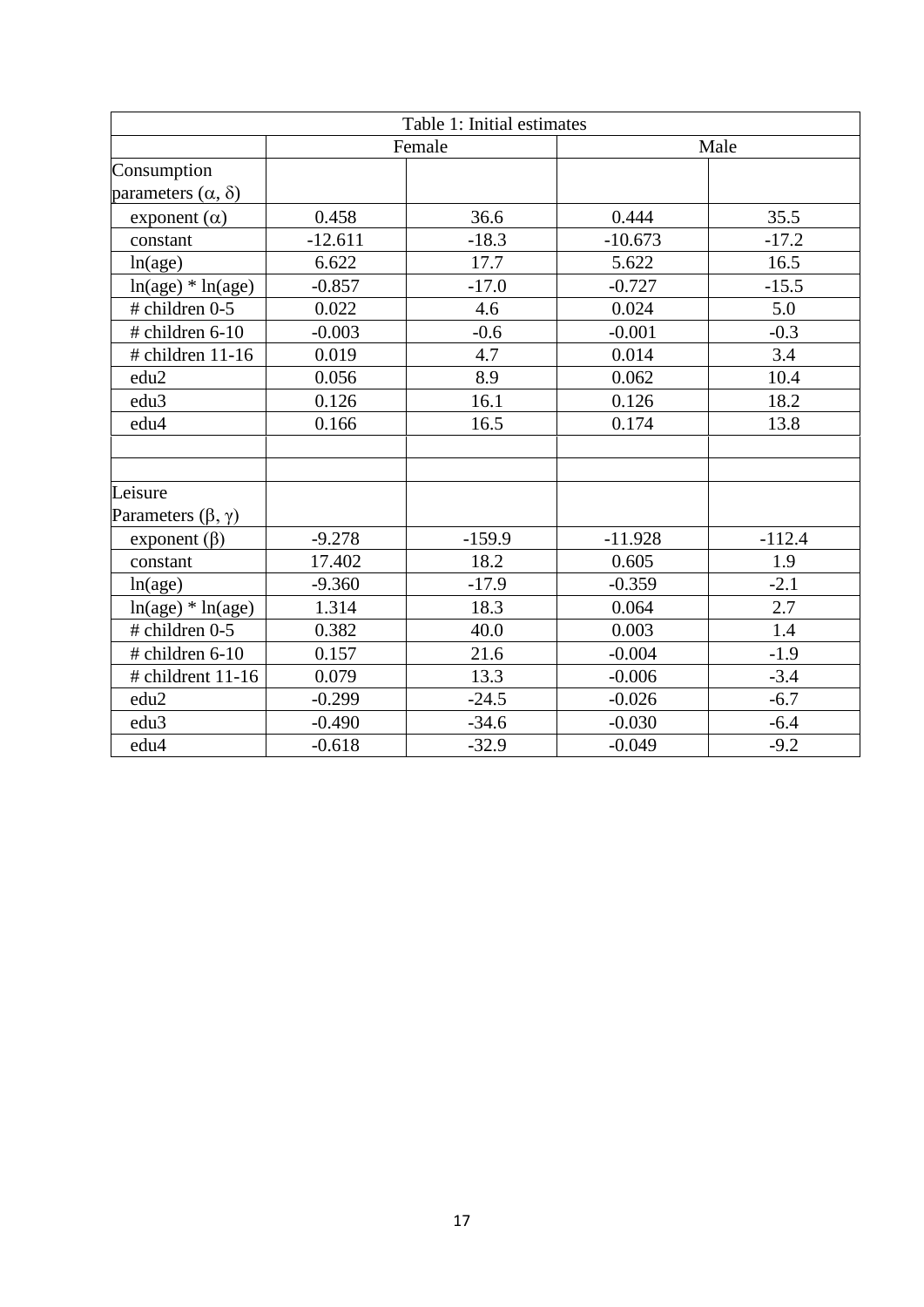| Table 1: Initial estimates | | | | |
|---|---|---|---|---|
| | Female | | Male | |
| Consumption parameters ($\alpha$, $\delta$) | | | | |
| exponent ($\alpha$) | 0.458 | 36.6 | 0.444 | 35.5 |
| constant | -12.611 | -18.3 | -10.673 | -17.2 |
| ln(age) | 6.622 | 17.7 | 5.622 | 16.5 |
| ln(age) * ln(age) | -0.857 | -17.0 | -0.727 | -15.5 |
| # children 0-5 | 0.022 | 4.6 | 0.024 | 5.0 |
| # children 6-10 | -0.003 | -0.6 | -0.001 | -0.3 |
| # children 11-16 | 0.019 | 4.7 | 0.014 | 3.4 |
| edu2 | 0.056 | 8.9 | 0.062 | 10.4 |
| edu3 | 0.126 | 16.1 | 0.126 | 18.2 |
| edu4 | 0.166 | 16.5 | 0.174 | 13.8 |
| | | | | |
| | | | | |
| Leisure Parameters ($\beta$, $\gamma$) | | | | |
| exponent ($\beta$) | -9.278 | -159.9 | -11.928 | -112.4 |
| constant | 17.402 | 18.2 | 0.605 | 1.9 |
| ln(age) | -9.360 | -17.9 | -0.359 | -2.1 |
| ln(age) * ln(age) | 1.314 | 18.3 | 0.064 | 2.7 |
| # children 0-5 | 0.382 | 40.0 | 0.003 | 1.4 |
| # children 6-10 | 0.157 | 21.6 | -0.004 | -1.9 |
| # childrent 11-16 | 0.079 | 13.3 | -0.006 | -3.4 |
| edu2 | -0.299 | -24.5 | -0.026 | -6.7 |
| edu3 | -0.490 | -34.6 | -0.030 | -6.4 |
| edu4 | -0.618 | -32.9 | -0.049 | -9.2 |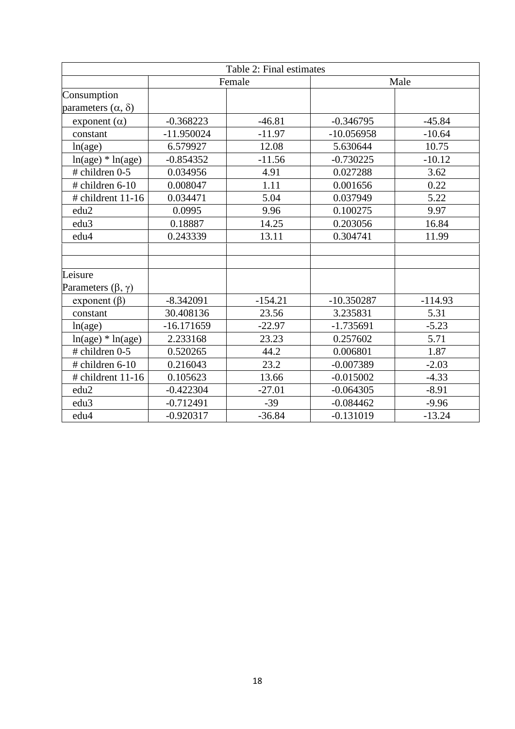| Table 2: Final estimates | | | | |
|---|---|---|---|---|
| | Female | | Male | |
| Consumption parameters ($\alpha$, $\delta$) | | | | |
| exponent ($\alpha$) | -0.368223 | -46.81 | -0.346795 | -45.84 |
| constant | -11.950024 | -11.97 | -10.056958 | -10.64 |
| ln(age) | 6.579927 | 12.08 | 5.630644 | 10.75 |
| ln(age) * ln(age) | -0.854352 | -11.56 | -0.730225 | -10.12 |
| # children 0-5 | 0.034956 | 4.91 | 0.027288 | 3.62 |
| # children 6-10 | 0.008047 | 1.11 | 0.001656 | 0.22 |
| # childrent 11-16 | 0.034471 | 5.04 | 0.037949 | 5.22 |
| edu2 | 0.0995 | 9.96 | 0.100275 | 9.97 |
| edu3 | 0.18887 | 14.25 | 0.203056 | 16.84 |
| edu4 | 0.243339 | 13.11 | 0.304741 | 11.99 |
| | | | | |
| | | | | |
| Leisure Parameters ($\beta$, $\gamma$) | | | | |
| exponent ($\beta$) | -8.342091 | -154.21 | -10.350287 | -114.93 |
| constant | 30.408136 | 23.56 | 3.235831 | 5.31 |
| ln(age) | -16.171659 | -22.97 | -1.735691 | -5.23 |
| ln(age) * ln(age) | 2.233168 | 23.23 | 0.257602 | 5.71 |
| # children 0-5 | 0.520265 | 44.2 | 0.006801 | 1.87 |
| # children 6-10 | 0.216043 | 23.2 | -0.007389 | -2.03 |
| # childrent 11-16 | 0.105623 | 13.66 | -0.015002 | -4.33 |
| edu2 | -0.422304 | -27.01 | -0.064305 | -8.91 |
| edu3 | -0.712491 | -39 | -0.084462 | -9.96 |
| edu4 | -0.920317 | -36.84 | -0.131019 | -13.24 |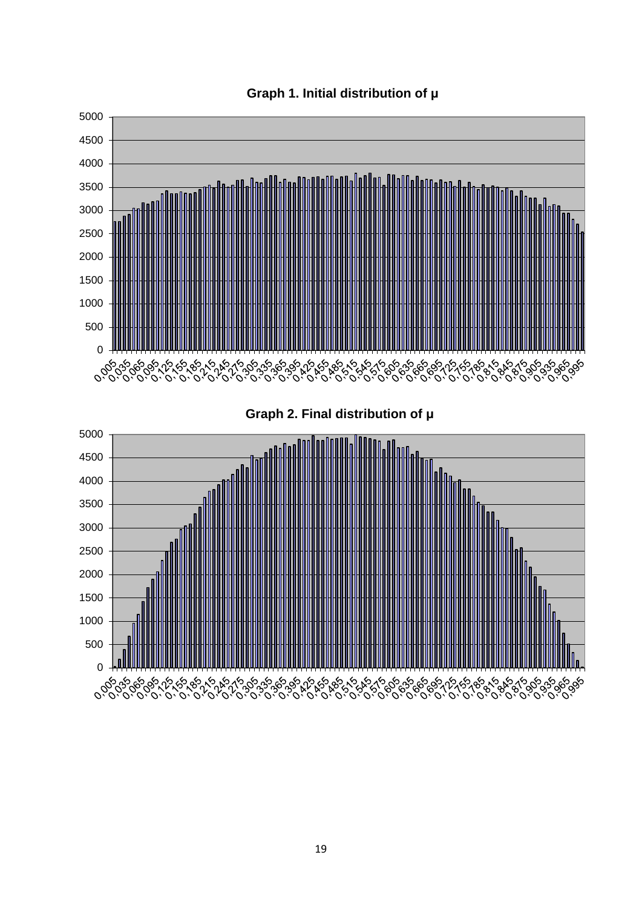**Graph 1. Initial distribution of μ**

5000
4500
4000
3500
3000
2500
2000
1500
1000
500
0

0,005 0,035 0,065 0,095 0,125 0,155 0,185 0,215 0,245 0,275 0,305 0,335 0,365 0,395 0,425 0,455 0,485 0,515 0,545 0,575 0,605 0,635 0,665 0,695 0,725 0,755 0,785 0,815 0,845 0,875 0,905 0,935 0,965 0,995

**Graph 2. Final distribution of μ**

5000
4500
4000
3500
3000
2500
2000
1500
1000
500
0

0,005 0,035 0,065 0,095 0,125 0,155 0,185 0,215 0,245 0,275 0,305 0,335 0,365 0,395 0,425 0,455 0,485 0,515 0,545 0,575 0,605 0,635 0,665 0,695 0,725 0,755 0,785 0,815 0,845 0,875 0,905 0,935 0,965 0,995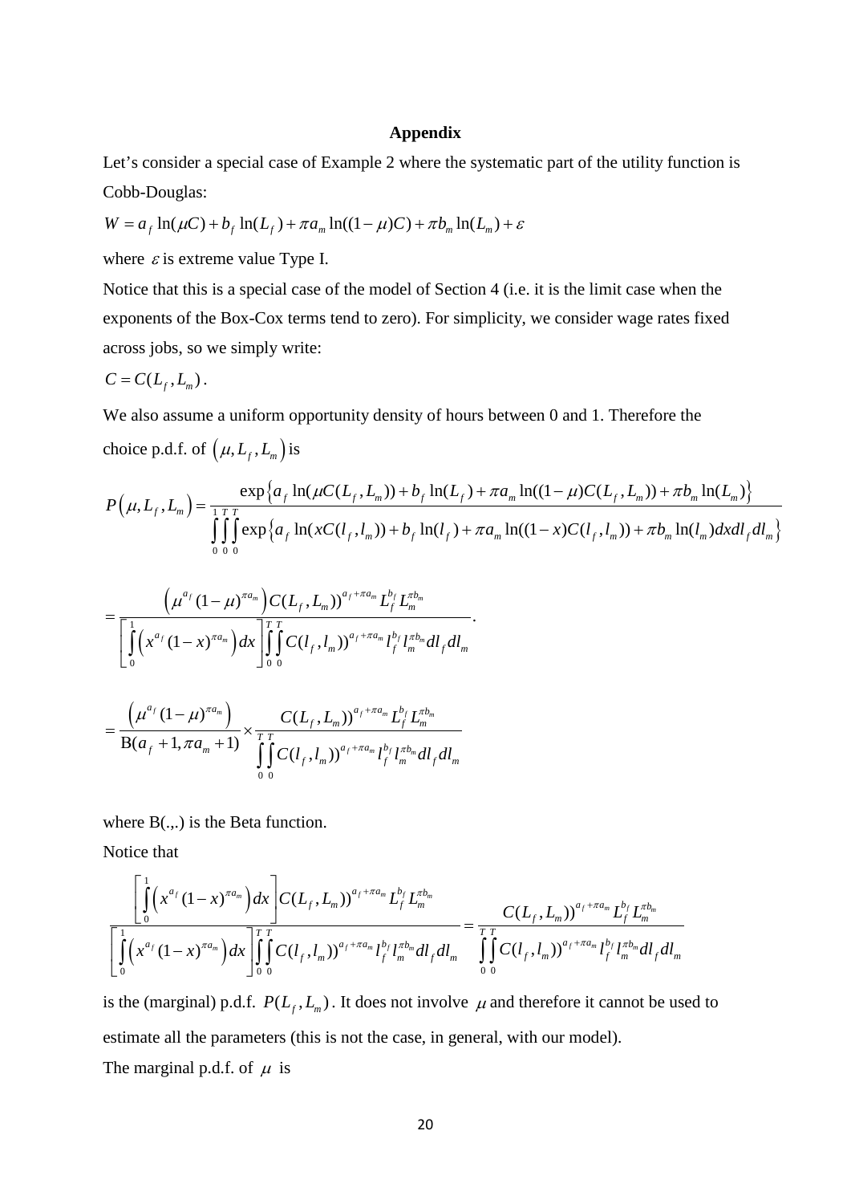## Appendix

Let's consider a special case of Example 2 where the systematic part of the utility function is Cobb-Douglas:

$$W = a_f \ln(\mu C) + b_f \ln(L_f) + \pi a_m \ln((1-\mu)C) + \pi b_m \ln(L_m) + \varepsilon$$

where $\varepsilon$ is extreme value Type I.

Notice that this is a special case of the model of Section 4 (i.e. it is the limit case when the exponents of the Box-Cox terms tend to zero). For simplicity, we consider wage rates fixed across jobs, so we simply write:

$$C = C(L_f, L_m).$$

We also assume a uniform opportunity density of hours between 0 and 1. Therefore the choice p.d.f. of $(\mu, L_f, L_m)$ is

$$P(\mu, L_f, L_m) = \frac{\exp\{a_f \ln(\mu C(L_f, L_m)) + b_f \ln(L_f) + \pi a_m \ln((1-\mu)C(L_f, L_m)) + \pi b_m \ln(L_m)\}}{\int_0^1 \int_0^T \int_0^T \exp\{a_f \ln(xC(l_f, l_m)) + b_f \ln(l_f) + \pi a_m \ln((1-x)C(l_f, l_m)) + \pi b_m \ln(l_m) dx dl_f dl_m\}}$$

$$= \frac{\left(\mu^{a_f}(1-\mu)^{\pi a_m}\right) C(L_f, L_m))^{a_f + \pi a_m} L_f^{b_f} L_m^{\pi b_m}}{\left[\int_0^1 \left(x^{a_f}(1-x)^{\pi a_m}\right) dx\right] \int_0^T \int_0^T C(l_f, l_m))^{a_f + \pi a_m} l_f^{b_f} l_m^{\pi b_m} dl_f dl_m}.$$

$$= \frac{\left(\mu^{a_f}(1-\mu)^{\pi a_m}\right)}{\mathrm{B}(a_f + 1, \pi a_m + 1)} \times \frac{C(L_f, L_m))^{a_f + \pi a_m} L_f^{b_f} L_m^{\pi b_m}}{\int_0^T \int_0^T C(l_f, l_m))^{a_f + \pi a_m} l_f^{b_f} l_m^{\pi b_m} dl_f dl_m}$$

where B(.,.) is the Beta function.

Notice that

$$\frac{\left[\int_0^1 \left(x^{a_f}(1-x)^{\pi a_m}\right) dx\right] C(L_f, L_m))^{a_f + \pi a_m} L_f^{b_f} L_m^{\pi b_m}}{\left[\int_0^1 \left(x^{a_f}(1-x)^{\pi a_m}\right) dx\right] \int_0^T \int_0^T C(l_f, l_m))^{a_f + \pi a_m} l_f^{b_f} l_m^{\pi b_m} dl_f dl_m} = \frac{C(L_f, L_m))^{a_f + \pi a_m} L_f^{b_f} L_m^{\pi b_m}}{\int_0^T \int_0^T C(l_f, l_m))^{a_f + \pi a_m} l_f^{b_f} l_m^{\pi b_m} dl_f dl_m}$$

is the (marginal) p.d.f. $P(L_f, L_m)$. It does not involve $\mu$ and therefore it cannot be used to estimate all the parameters (this is not the case, in general, with our model).

The marginal p.d.f. of $\mu$ is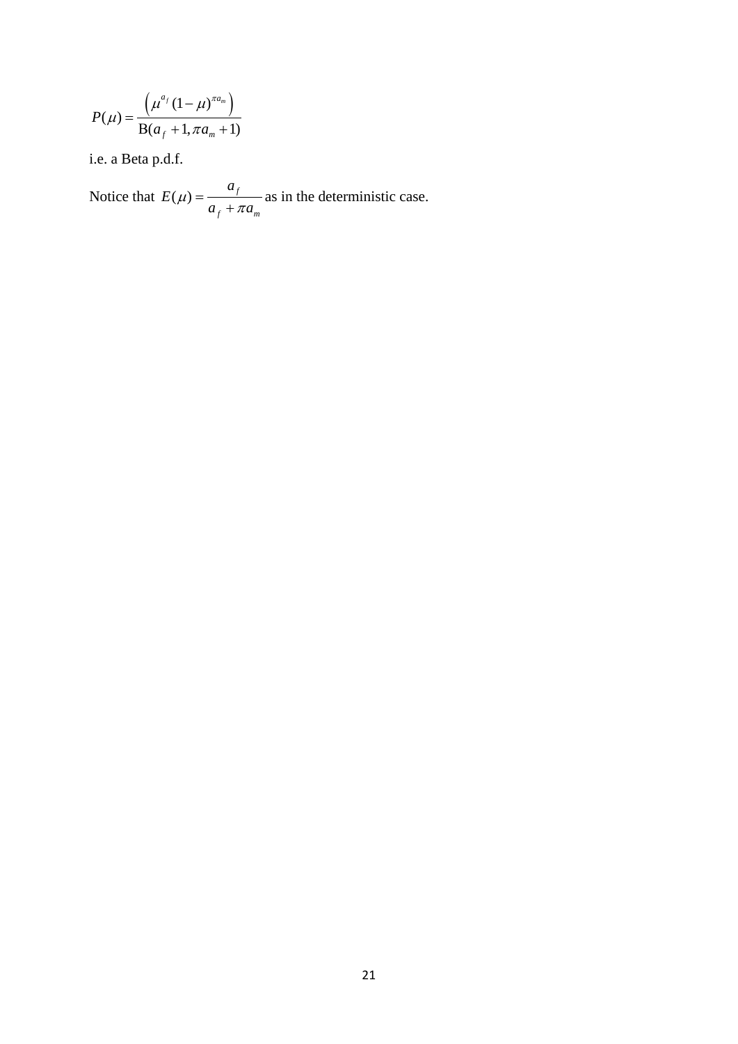$$P(\mu) = \frac{\left(\mu^{a_f}(1-\mu)^{\pi a_m}\right)}{\mathrm{B}(a_f+1, \pi a_m+1)}$$

i.e. a Beta p.d.f.

Notice that $E(\mu) = \dfrac{a_f}{a_f + \pi a_m}$ as in the deterministic case.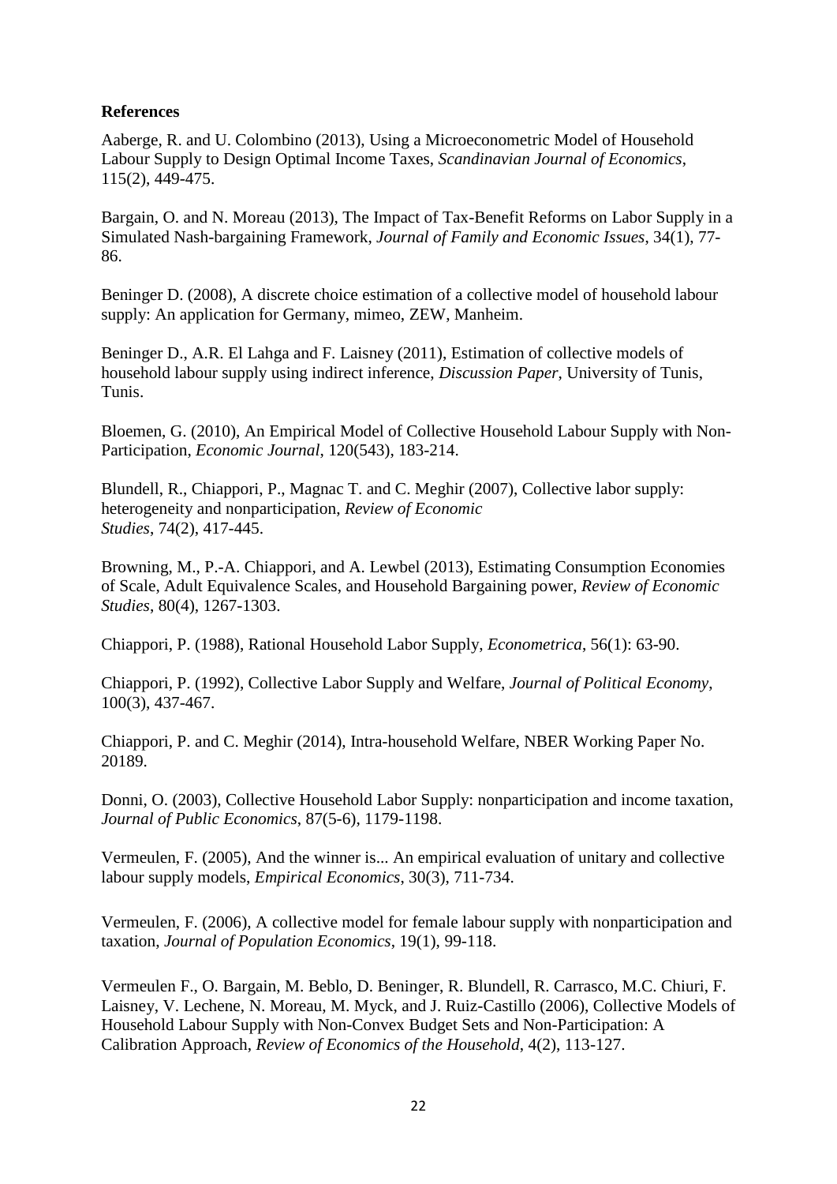**References**

Aaberge, R. and U. Colombino (2013), Using a Microeconometric Model of Household Labour Supply to Design Optimal Income Taxes, *Scandinavian Journal of Economics*, 115(2), 449-475.

Bargain, O. and N. Moreau (2013), The Impact of Tax-Benefit Reforms on Labor Supply in a Simulated Nash-bargaining Framework, *Journal of Family and Economic Issues*, 34(1), 77-86.

Beninger D. (2008), A discrete choice estimation of a collective model of household labour supply: An application for Germany, mimeo, ZEW, Manheim.

Beninger D., A.R. El Lahga and F. Laisney (2011), Estimation of collective models of household labour supply using indirect inference, *Discussion Paper*, University of Tunis, Tunis.

Bloemen, G. (2010), An Empirical Model of Collective Household Labour Supply with Non-Participation, *Economic Journal*, 120(543), 183-214.

Blundell, R., Chiappori, P., Magnac T. and C. Meghir (2007), Collective labor supply: heterogeneity and nonparticipation, *Review of Economic Studies*, 74(2), 417-445.

Browning, M., P.-A. Chiappori, and A. Lewbel (2013), Estimating Consumption Economies of Scale, Adult Equivalence Scales, and Household Bargaining power, *Review of Economic Studies*, 80(4), 1267-1303.

Chiappori, P. (1988), Rational Household Labor Supply, *Econometrica*, 56(1): 63-90.

Chiappori, P. (1992), Collective Labor Supply and Welfare, *Journal of Political Economy*, 100(3), 437-467.

Chiappori, P. and C. Meghir (2014), Intra-household Welfare, NBER Working Paper No. 20189.

Donni, O. (2003), Collective Household Labor Supply: nonparticipation and income taxation, *Journal of Public Economics*, 87(5-6), 1179-1198.

Vermeulen, F. (2005), And the winner is... An empirical evaluation of unitary and collective labour supply models, *Empirical Economics*, 30(3), 711-734.

Vermeulen, F. (2006), A collective model for female labour supply with nonparticipation and taxation, *Journal of Population Economics*, 19(1), 99-118.

Vermeulen F., O. Bargain, M. Beblo, D. Beninger, R. Blundell, R. Carrasco, M.C. Chiuri, F. Laisney, V. Lechene, N. Moreau, M. Myck, and J. Ruiz-Castillo (2006), Collective Models of Household Labour Supply with Non-Convex Budget Sets and Non-Participation: A Calibration Approach, *Review of Economics of the Household*, 4(2), 113-127.